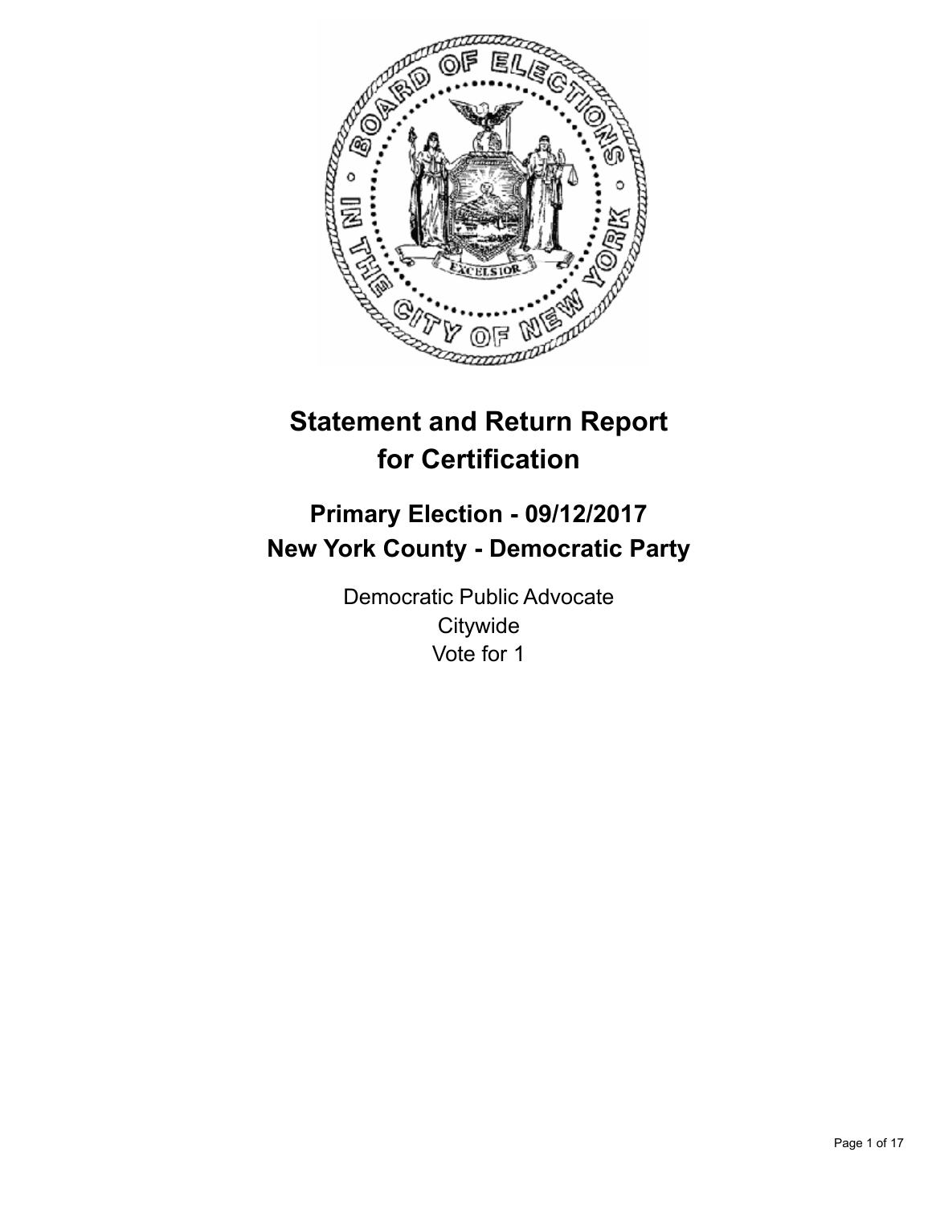# Statement and Return Report for Certification

## Primary Election - 09/12/2017
## New York County - Democratic Party

Democratic Public Advocate
Citywide
Vote for 1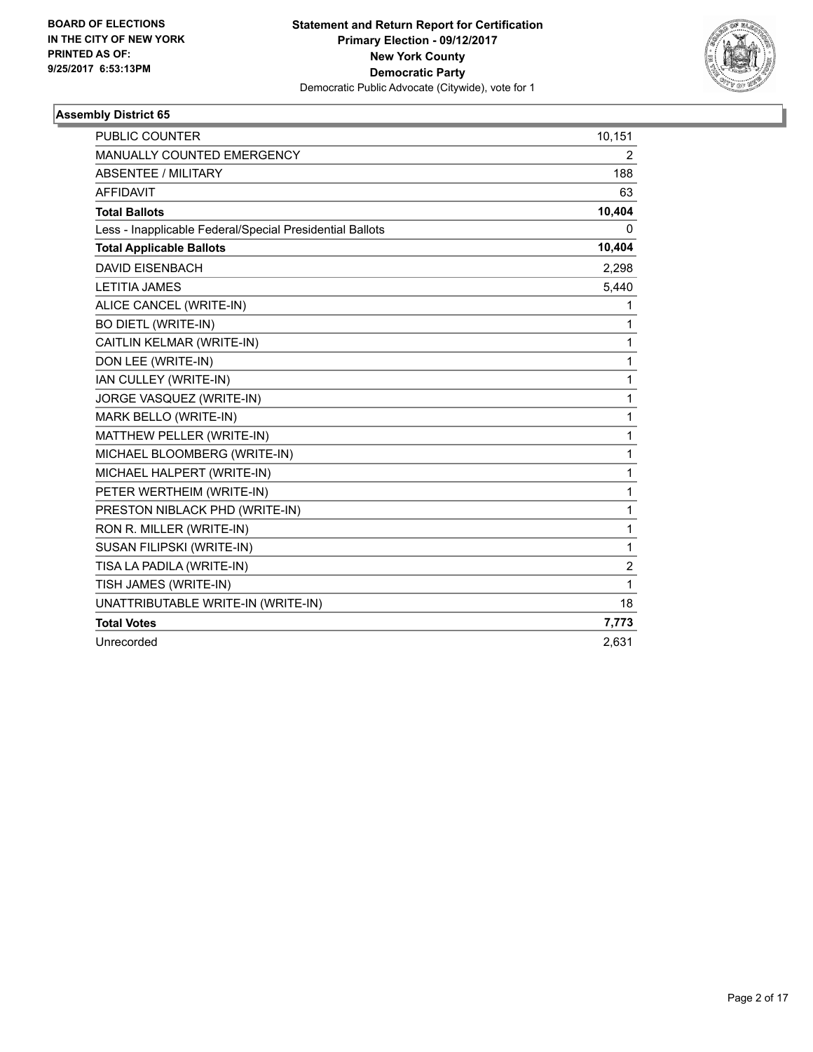**BOARD OF ELECTIONS IN THE CITY OF NEW YORK PRINTED AS OF: 9/25/2017 6:53:13PM**

**Statement and Return Report for Certification**
**Primary Election - 09/12/2017**
**New York County**
**Democratic Party**
Democratic Public Advocate (Citywide), vote for 1

### Assembly District 65

| | |
|---|---|
| PUBLIC COUNTER | 10,151 |
| MANUALLY COUNTED EMERGENCY | 2 |
| ABSENTEE / MILITARY | 188 |
| AFFIDAVIT | 63 |
| **Total Ballots** | **10,404** |
| Less - Inapplicable Federal/Special Presidential Ballots | 0 |
| **Total Applicable Ballots** | **10,404** |
| DAVID EISENBACH | 2,298 |
| LETITIA JAMES | 5,440 |
| ALICE CANCEL (WRITE-IN) | 1 |
| BO DIETL (WRITE-IN) | 1 |
| CAITLIN KELMAR (WRITE-IN) | 1 |
| DON LEE (WRITE-IN) | 1 |
| IAN CULLEY (WRITE-IN) | 1 |
| JORGE VASQUEZ (WRITE-IN) | 1 |
| MARK BELLO (WRITE-IN) | 1 |
| MATTHEW PELLER (WRITE-IN) | 1 |
| MICHAEL BLOOMBERG (WRITE-IN) | 1 |
| MICHAEL HALPERT (WRITE-IN) | 1 |
| PETER WERTHEIM (WRITE-IN) | 1 |
| PRESTON NIBLACK PHD (WRITE-IN) | 1 |
| RON R. MILLER (WRITE-IN) | 1 |
| SUSAN FILIPSKI (WRITE-IN) | 1 |
| TISA LA PADILA (WRITE-IN) | 2 |
| TISH JAMES (WRITE-IN) | 1 |
| UNATTRIBUTABLE WRITE-IN (WRITE-IN) | 18 |
| **Total Votes** | **7,773** |
| Unrecorded | 2,631 |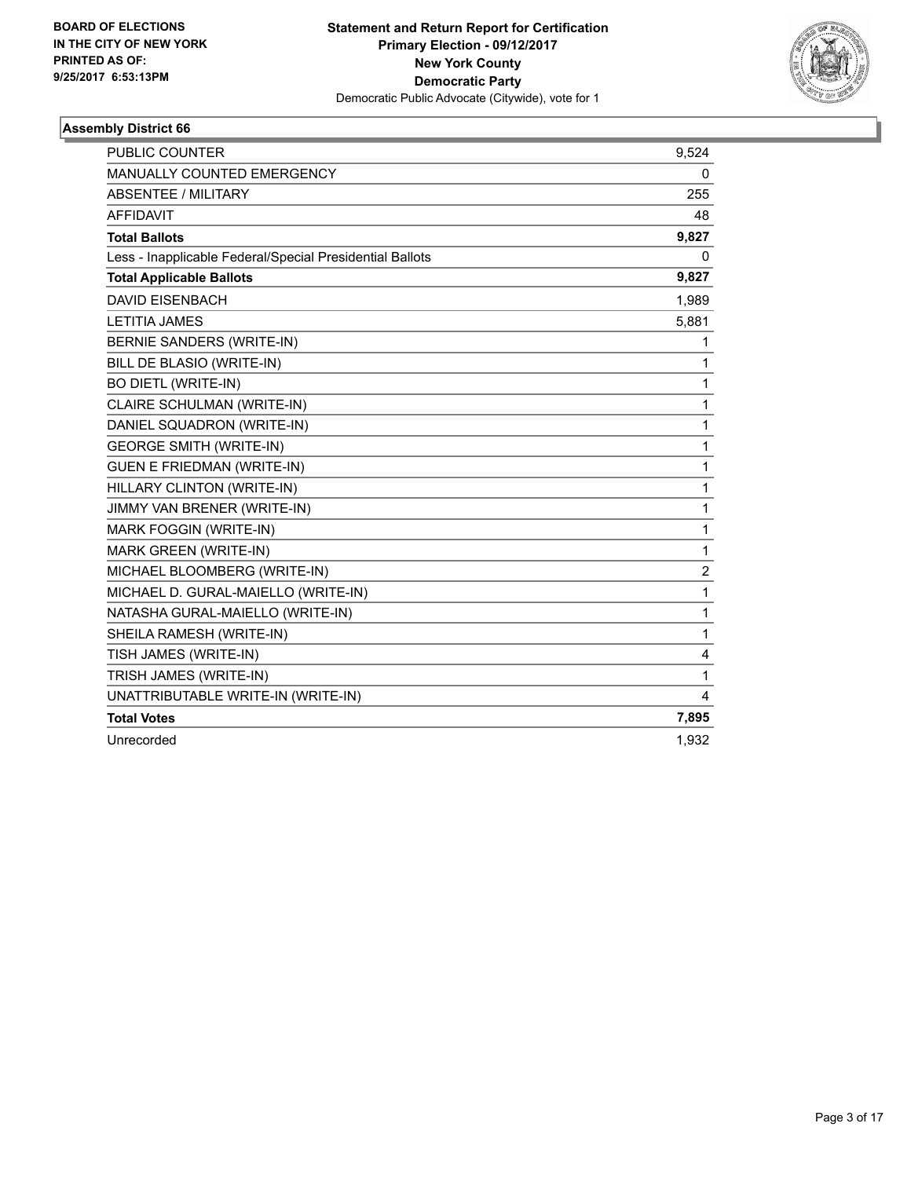BOARD OF ELECTIONS
IN THE CITY OF NEW YORK
PRINTED AS OF:
9/25/2017 6:53:13PM

**Statement and Return Report for Certification**
**Primary Election - 09/12/2017**
**New York County**
**Democratic Party**
Democratic Public Advocate (Citywide), vote for 1

### Assembly District 66

| | |
|---|---|
| PUBLIC COUNTER | 9,524 |
| MANUALLY COUNTED EMERGENCY | 0 |
| ABSENTEE / MILITARY | 255 |
| AFFIDAVIT | 48 |
| **Total Ballots** | **9,827** |
| Less - Inapplicable Federal/Special Presidential Ballots | 0 |
| **Total Applicable Ballots** | **9,827** |
| DAVID EISENBACH | 1,989 |
| LETITIA JAMES | 5,881 |
| BERNIE SANDERS (WRITE-IN) | 1 |
| BILL DE BLASIO (WRITE-IN) | 1 |
| BO DIETL (WRITE-IN) | 1 |
| CLAIRE SCHULMAN (WRITE-IN) | 1 |
| DANIEL SQUADRON (WRITE-IN) | 1 |
| GEORGE SMITH (WRITE-IN) | 1 |
| GUEN E FRIEDMAN (WRITE-IN) | 1 |
| HILLARY CLINTON (WRITE-IN) | 1 |
| JIMMY VAN BRENER (WRITE-IN) | 1 |
| MARK FOGGIN (WRITE-IN) | 1 |
| MARK GREEN (WRITE-IN) | 1 |
| MICHAEL BLOOMBERG (WRITE-IN) | 2 |
| MICHAEL D. GURAL-MAIELLO (WRITE-IN) | 1 |
| NATASHA GURAL-MAIELLO (WRITE-IN) | 1 |
| SHEILA RAMESH (WRITE-IN) | 1 |
| TISH JAMES (WRITE-IN) | 4 |
| TRISH JAMES (WRITE-IN) | 1 |
| UNATTRIBUTABLE WRITE-IN (WRITE-IN) | 4 |
| **Total Votes** | **7,895** |
| Unrecorded | 1,932 |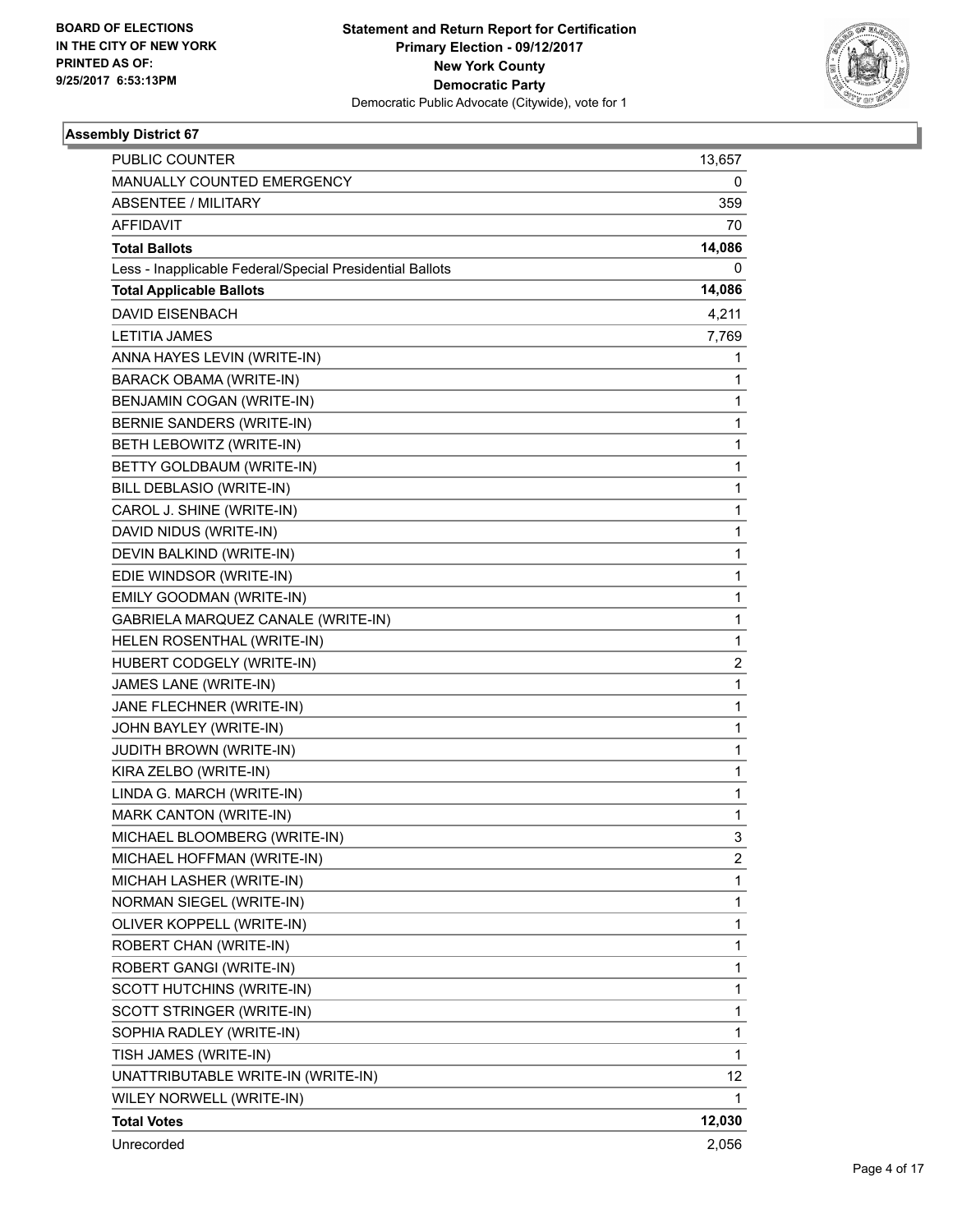**BOARD OF ELECTIONS IN THE CITY OF NEW YORK PRINTED AS OF: 9/25/2017 6:53:13PM**

**Statement and Return Report for Certification**
**Primary Election - 09/12/2017**
**New York County**
**Democratic Party**
Democratic Public Advocate (Citywide), vote for 1

### Assembly District 67

| | |
|---|---|
| PUBLIC COUNTER | 13,657 |
| MANUALLY COUNTED EMERGENCY | 0 |
| ABSENTEE / MILITARY | 359 |
| AFFIDAVIT | 70 |
| **Total Ballots** | **14,086** |
| Less - Inapplicable Federal/Special Presidential Ballots | 0 |
| **Total Applicable Ballots** | **14,086** |
| DAVID EISENBACH | 4,211 |
| LETITIA JAMES | 7,769 |
| ANNA HAYES LEVIN (WRITE-IN) | 1 |
| BARACK OBAMA (WRITE-IN) | 1 |
| BENJAMIN COGAN (WRITE-IN) | 1 |
| BERNIE SANDERS (WRITE-IN) | 1 |
| BETH LEBOWITZ (WRITE-IN) | 1 |
| BETTY GOLDBAUM (WRITE-IN) | 1 |
| BILL DEBLASIO (WRITE-IN) | 1 |
| CAROL J. SHINE (WRITE-IN) | 1 |
| DAVID NIDUS (WRITE-IN) | 1 |
| DEVIN BALKIND (WRITE-IN) | 1 |
| EDIE WINDSOR (WRITE-IN) | 1 |
| EMILY GOODMAN (WRITE-IN) | 1 |
| GABRIELA MARQUEZ CANALE (WRITE-IN) | 1 |
| HELEN ROSENTHAL (WRITE-IN) | 1 |
| HUBERT CODGELY (WRITE-IN) | 2 |
| JAMES LANE (WRITE-IN) | 1 |
| JANE FLECHNER (WRITE-IN) | 1 |
| JOHN BAYLEY (WRITE-IN) | 1 |
| JUDITH BROWN (WRITE-IN) | 1 |
| KIRA ZELBO (WRITE-IN) | 1 |
| LINDA G. MARCH (WRITE-IN) | 1 |
| MARK CANTON (WRITE-IN) | 1 |
| MICHAEL BLOOMBERG (WRITE-IN) | 3 |
| MICHAEL HOFFMAN (WRITE-IN) | 2 |
| MICHAH LASHER (WRITE-IN) | 1 |
| NORMAN SIEGEL (WRITE-IN) | 1 |
| OLIVER KOPPELL (WRITE-IN) | 1 |
| ROBERT CHAN (WRITE-IN) | 1 |
| ROBERT GANGI (WRITE-IN) | 1 |
| SCOTT HUTCHINS (WRITE-IN) | 1 |
| SCOTT STRINGER (WRITE-IN) | 1 |
| SOPHIA RADLEY (WRITE-IN) | 1 |
| TISH JAMES (WRITE-IN) | 1 |
| UNATTRIBUTABLE WRITE-IN (WRITE-IN) | 12 |
| WILEY NORWELL (WRITE-IN) | 1 |
| **Total Votes** | **12,030** |
| Unrecorded | 2,056 |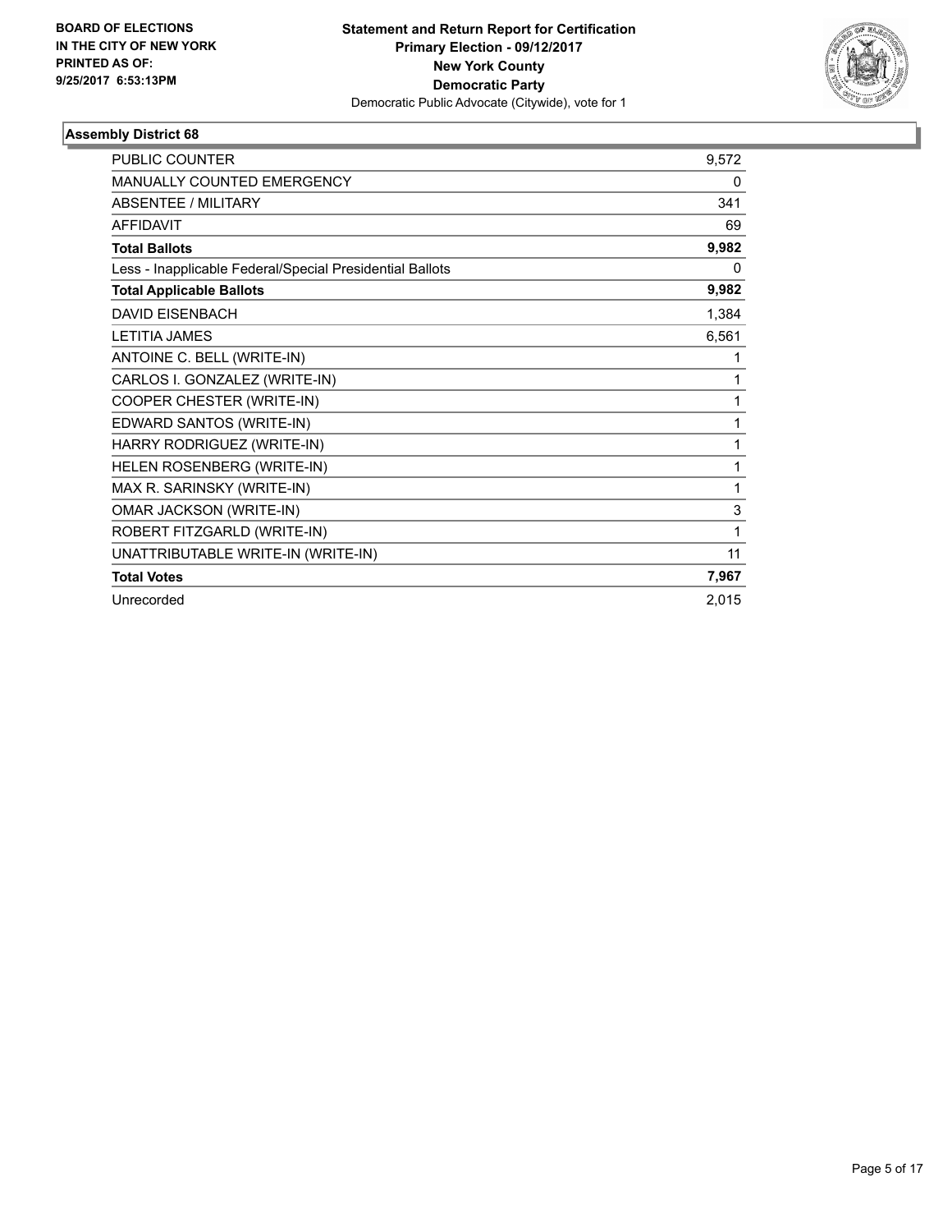BOARD OF ELECTIONS
IN THE CITY OF NEW YORK
PRINTED AS OF:
9/25/2017 6:53:13PM

**Statement and Return Report for Certification**
**Primary Election - 09/12/2017**
**New York County**
**Democratic Party**
Democratic Public Advocate (Citywide), vote for 1

### Assembly District 68

| | |
|---|---|
| PUBLIC COUNTER | 9,572 |
| MANUALLY COUNTED EMERGENCY | 0 |
| ABSENTEE / MILITARY | 341 |
| AFFIDAVIT | 69 |
| **Total Ballots** | **9,982** |
| Less - Inapplicable Federal/Special Presidential Ballots | 0 |
| **Total Applicable Ballots** | **9,982** |
| DAVID EISENBACH | 1,384 |
| LETITIA JAMES | 6,561 |
| ANTOINE C. BELL (WRITE-IN) | 1 |
| CARLOS I. GONZALEZ (WRITE-IN) | 1 |
| COOPER CHESTER (WRITE-IN) | 1 |
| EDWARD SANTOS (WRITE-IN) | 1 |
| HARRY RODRIGUEZ (WRITE-IN) | 1 |
| HELEN ROSENBERG (WRITE-IN) | 1 |
| MAX R. SARINSKY (WRITE-IN) | 1 |
| OMAR JACKSON (WRITE-IN) | 3 |
| ROBERT FITZGARLD (WRITE-IN) | 1 |
| UNATTRIBUTABLE WRITE-IN (WRITE-IN) | 11 |
| **Total Votes** | **7,967** |
| Unrecorded | 2,015 |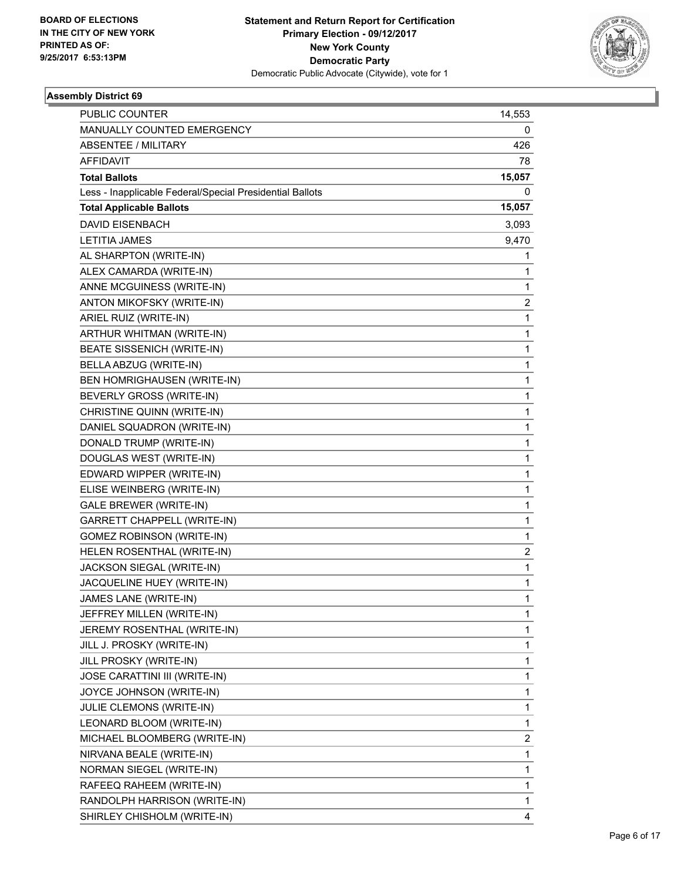**BOARD OF ELECTIONS IN THE CITY OF NEW YORK PRINTED AS OF: 9/25/2017 6:53:13PM**

**Statement and Return Report for Certification**
**Primary Election - 09/12/2017**
**New York County**
**Democratic Party**
Democratic Public Advocate (Citywide), vote for 1

### Assembly District 69

| | |
|---|---|
| PUBLIC COUNTER | 14,553 |
| MANUALLY COUNTED EMERGENCY | 0 |
| ABSENTEE / MILITARY | 426 |
| AFFIDAVIT | 78 |
| **Total Ballots** | **15,057** |
| Less - Inapplicable Federal/Special Presidential Ballots | 0 |
| **Total Applicable Ballots** | **15,057** |
| DAVID EISENBACH | 3,093 |
| LETITIA JAMES | 9,470 |
| AL SHARPTON (WRITE-IN) | 1 |
| ALEX CAMARDA (WRITE-IN) | 1 |
| ANNE MCGUINESS (WRITE-IN) | 1 |
| ANTON MIKOFSKY (WRITE-IN) | 2 |
| ARIEL RUIZ (WRITE-IN) | 1 |
| ARTHUR WHITMAN (WRITE-IN) | 1 |
| BEATE SISSENICH (WRITE-IN) | 1 |
| BELLA ABZUG (WRITE-IN) | 1 |
| BEN HOMRIGHAUSEN (WRITE-IN) | 1 |
| BEVERLY GROSS (WRITE-IN) | 1 |
| CHRISTINE QUINN (WRITE-IN) | 1 |
| DANIEL SQUADRON (WRITE-IN) | 1 |
| DONALD TRUMP (WRITE-IN) | 1 |
| DOUGLAS WEST (WRITE-IN) | 1 |
| EDWARD WIPPER (WRITE-IN) | 1 |
| ELISE WEINBERG (WRITE-IN) | 1 |
| GALE BREWER (WRITE-IN) | 1 |
| GARRETT CHAPPELL (WRITE-IN) | 1 |
| GOMEZ ROBINSON (WRITE-IN) | 1 |
| HELEN ROSENTHAL (WRITE-IN) | 2 |
| JACKSON SIEGAL (WRITE-IN) | 1 |
| JACQUELINE HUEY (WRITE-IN) | 1 |
| JAMES LANE (WRITE-IN) | 1 |
| JEFFREY MILLEN (WRITE-IN) | 1 |
| JEREMY ROSENTHAL (WRITE-IN) | 1 |
| JILL J. PROSKY (WRITE-IN) | 1 |
| JILL PROSKY (WRITE-IN) | 1 |
| JOSE CARATTINI III (WRITE-IN) | 1 |
| JOYCE JOHNSON (WRITE-IN) | 1 |
| JULIE CLEMONS (WRITE-IN) | 1 |
| LEONARD BLOOM (WRITE-IN) | 1 |
| MICHAEL BLOOMBERG (WRITE-IN) | 2 |
| NIRVANA BEALE (WRITE-IN) | 1 |
| NORMAN SIEGEL (WRITE-IN) | 1 |
| RAFEEQ RAHEEM (WRITE-IN) | 1 |
| RANDOLPH HARRISON (WRITE-IN) | 1 |
| SHIRLEY CHISHOLM (WRITE-IN) | 4 |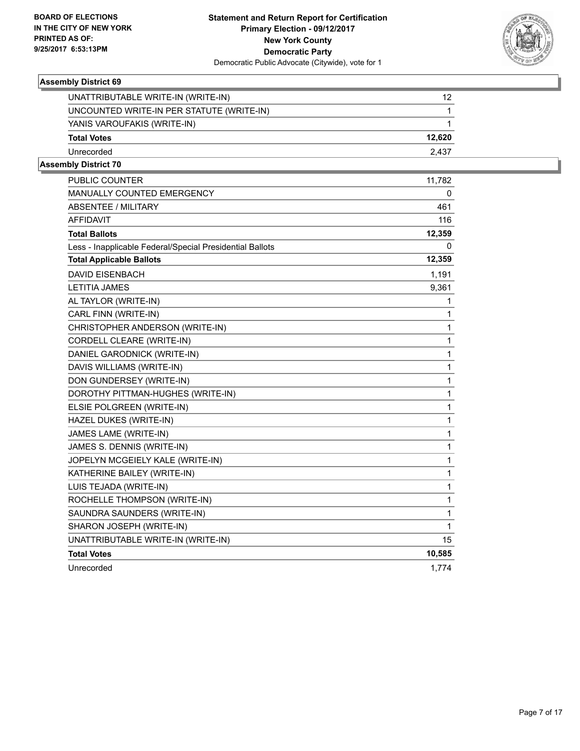**BOARD OF ELECTIONS**
**IN THE CITY OF NEW YORK**
**PRINTED AS OF:**
**9/25/2017 6:53:13PM**

**Statement and Return Report for Certification**
**Primary Election - 09/12/2017**
**New York County**
**Democratic Party**
Democratic Public Advocate (Citywide), vote for 1

### Assembly District 69

| | |
|---|---|
| UNATTRIBUTABLE WRITE-IN (WRITE-IN) | 12 |
| UNCOUNTED WRITE-IN PER STATUTE (WRITE-IN) | 1 |
| YANIS VAROUFAKIS (WRITE-IN) | 1 |
| **Total Votes** | **12,620** |
| Unrecorded | 2,437 |

### Assembly District 70

| | |
|---|---|
| PUBLIC COUNTER | 11,782 |
| MANUALLY COUNTED EMERGENCY | 0 |
| ABSENTEE / MILITARY | 461 |
| AFFIDAVIT | 116 |
| **Total Ballots** | **12,359** |
| Less - Inapplicable Federal/Special Presidential Ballots | 0 |
| **Total Applicable Ballots** | **12,359** |
| DAVID EISENBACH | 1,191 |
| LETITIA JAMES | 9,361 |
| AL TAYLOR (WRITE-IN) | 1 |
| CARL FINN (WRITE-IN) | 1 |
| CHRISTOPHER ANDERSON (WRITE-IN) | 1 |
| CORDELL CLEARE (WRITE-IN) | 1 |
| DANIEL GARODNICK (WRITE-IN) | 1 |
| DAVIS WILLIAMS (WRITE-IN) | 1 |
| DON GUNDERSEY (WRITE-IN) | 1 |
| DOROTHY PITTMAN-HUGHES (WRITE-IN) | 1 |
| ELSIE POLGREEN (WRITE-IN) | 1 |
| HAZEL DUKES (WRITE-IN) | 1 |
| JAMES LAME (WRITE-IN) | 1 |
| JAMES S. DENNIS (WRITE-IN) | 1 |
| JOPELYN MCGEIELY KALE (WRITE-IN) | 1 |
| KATHERINE BAILEY (WRITE-IN) | 1 |
| LUIS TEJADA (WRITE-IN) | 1 |
| ROCHELLE THOMPSON (WRITE-IN) | 1 |
| SAUNDRA SAUNDERS (WRITE-IN) | 1 |
| SHARON JOSEPH (WRITE-IN) | 1 |
| UNATTRIBUTABLE WRITE-IN (WRITE-IN) | 15 |
| **Total Votes** | **10,585** |
| Unrecorded | 1,774 |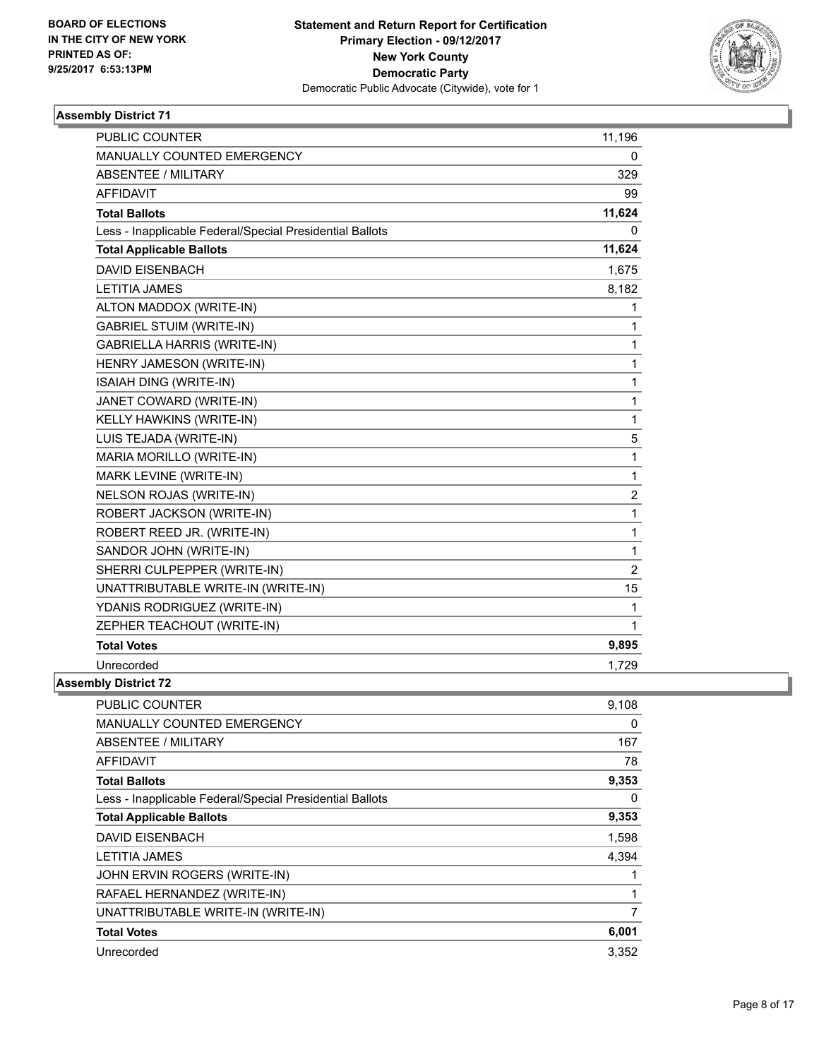BOARD OF ELECTIONS
IN THE CITY OF NEW YORK
PRINTED AS OF:
9/25/2017 6:53:13PM

**Statement and Return Report for Certification**
**Primary Election - 09/12/2017**
**New York County**
**Democratic Party**
Democratic Public Advocate (Citywide), vote for 1

### Assembly District 71

| | |
|---|---|
| PUBLIC COUNTER | 11,196 |
| MANUALLY COUNTED EMERGENCY | 0 |
| ABSENTEE / MILITARY | 329 |
| AFFIDAVIT | 99 |
| **Total Ballots** | **11,624** |
| Less - Inapplicable Federal/Special Presidential Ballots | 0 |
| **Total Applicable Ballots** | **11,624** |
| DAVID EISENBACH | 1,675 |
| LETITIA JAMES | 8,182 |
| ALTON MADDOX (WRITE-IN) | 1 |
| GABRIEL STUIM (WRITE-IN) | 1 |
| GABRIELLA HARRIS (WRITE-IN) | 1 |
| HENRY JAMESON (WRITE-IN) | 1 |
| ISAIAH DING (WRITE-IN) | 1 |
| JANET COWARD (WRITE-IN) | 1 |
| KELLY HAWKINS (WRITE-IN) | 1 |
| LUIS TEJADA (WRITE-IN) | 5 |
| MARIA MORILLO (WRITE-IN) | 1 |
| MARK LEVINE (WRITE-IN) | 1 |
| NELSON ROJAS (WRITE-IN) | 2 |
| ROBERT JACKSON (WRITE-IN) | 1 |
| ROBERT REED JR. (WRITE-IN) | 1 |
| SANDOR JOHN (WRITE-IN) | 1 |
| SHERRI CULPEPPER (WRITE-IN) | 2 |
| UNATTRIBUTABLE WRITE-IN (WRITE-IN) | 15 |
| YDANIS RODRIGUEZ (WRITE-IN) | 1 |
| ZEPHER TEACHOUT (WRITE-IN) | 1 |
| **Total Votes** | **9,895** |
| Unrecorded | 1,729 |

### Assembly District 72

| | |
|---|---|
| PUBLIC COUNTER | 9,108 |
| MANUALLY COUNTED EMERGENCY | 0 |
| ABSENTEE / MILITARY | 167 |
| AFFIDAVIT | 78 |
| **Total Ballots** | **9,353** |
| Less - Inapplicable Federal/Special Presidential Ballots | 0 |
| **Total Applicable Ballots** | **9,353** |
| DAVID EISENBACH | 1,598 |
| LETITIA JAMES | 4,394 |
| JOHN ERVIN ROGERS (WRITE-IN) | 1 |
| RAFAEL HERNANDEZ (WRITE-IN) | 1 |
| UNATTRIBUTABLE WRITE-IN (WRITE-IN) | 7 |
| **Total Votes** | **6,001** |
| Unrecorded | 3,352 |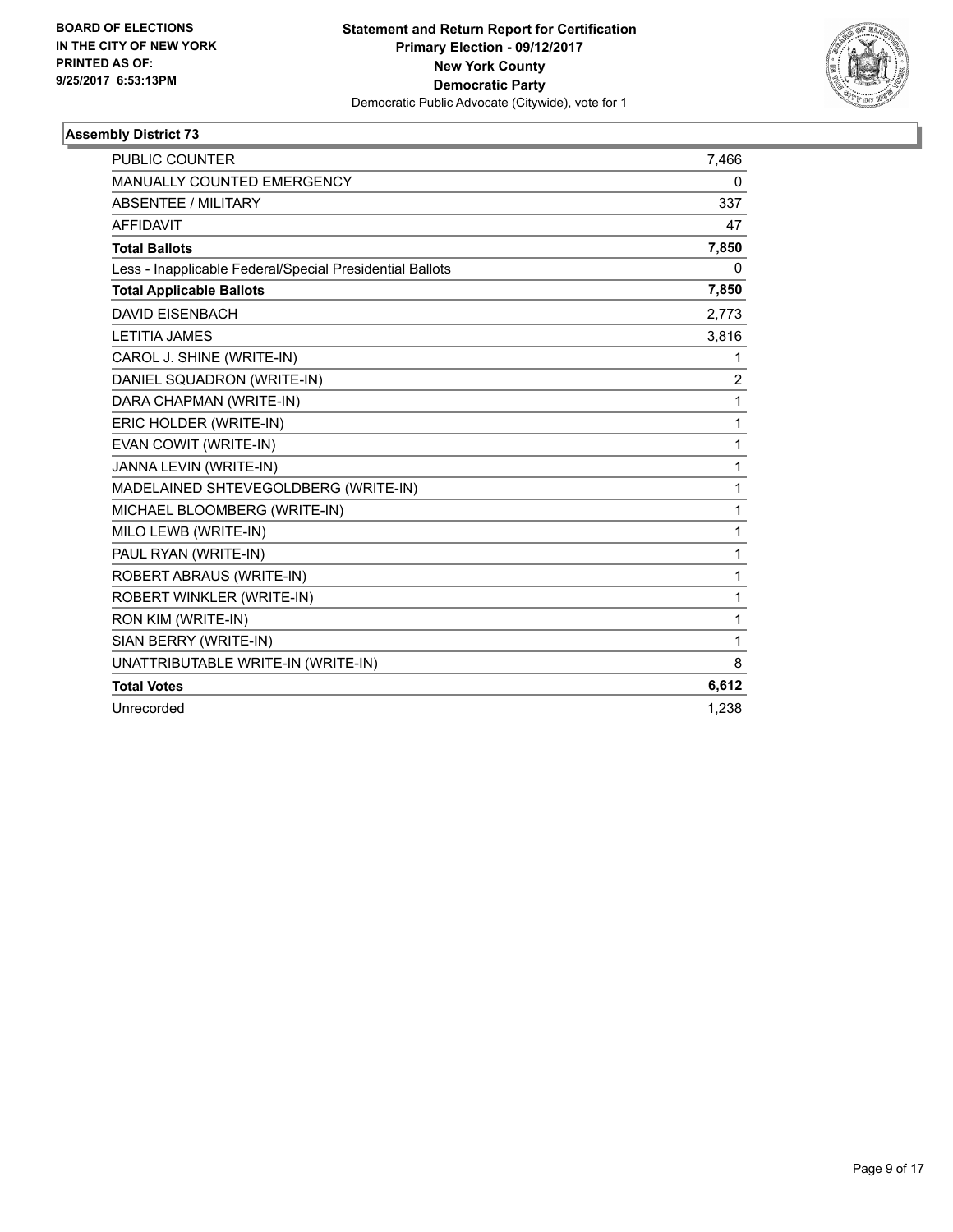**BOARD OF ELECTIONS IN THE CITY OF NEW YORK PRINTED AS OF: 9/25/2017 6:53:13PM**

**Statement and Return Report for Certification Primary Election - 09/12/2017 New York County Democratic Party**
Democratic Public Advocate (Citywide), vote for 1

### Assembly District 73

| | |
|---|---|
| PUBLIC COUNTER | 7,466 |
| MANUALLY COUNTED EMERGENCY | 0 |
| ABSENTEE / MILITARY | 337 |
| AFFIDAVIT | 47 |
| **Total Ballots** | **7,850** |
| Less - Inapplicable Federal/Special Presidential Ballots | 0 |
| **Total Applicable Ballots** | **7,850** |
| DAVID EISENBACH | 2,773 |
| LETITIA JAMES | 3,816 |
| CAROL J. SHINE (WRITE-IN) | 1 |
| DANIEL SQUADRON (WRITE-IN) | 2 |
| DARA CHAPMAN (WRITE-IN) | 1 |
| ERIC HOLDER (WRITE-IN) | 1 |
| EVAN COWIT (WRITE-IN) | 1 |
| JANNA LEVIN (WRITE-IN) | 1 |
| MADELAINED SHTEVEGOLDBERG (WRITE-IN) | 1 |
| MICHAEL BLOOMBERG (WRITE-IN) | 1 |
| MILO LEWB (WRITE-IN) | 1 |
| PAUL RYAN (WRITE-IN) | 1 |
| ROBERT ABRAUS (WRITE-IN) | 1 |
| ROBERT WINKLER (WRITE-IN) | 1 |
| RON KIM (WRITE-IN) | 1 |
| SIAN BERRY (WRITE-IN) | 1 |
| UNATTRIBUTABLE WRITE-IN (WRITE-IN) | 8 |
| **Total Votes** | **6,612** |
| Unrecorded | 1,238 |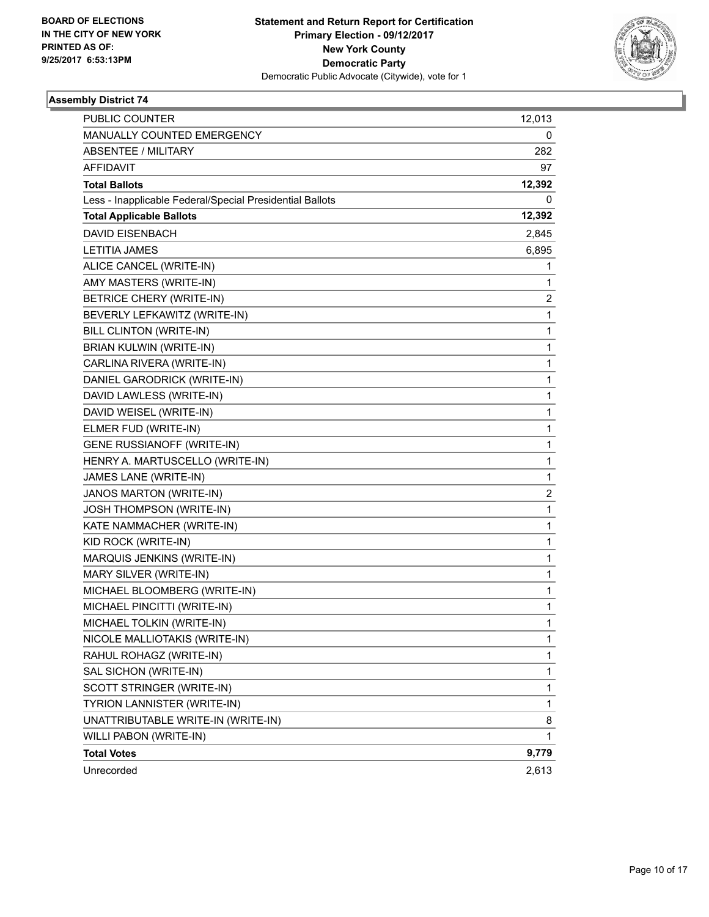BOARD OF ELECTIONS
IN THE CITY OF NEW YORK
PRINTED AS OF:
9/25/2017 6:53:13PM

**Statement and Return Report for Certification**
**Primary Election - 09/12/2017**
**New York County**
**Democratic Party**
Democratic Public Advocate (Citywide), vote for 1

### Assembly District 74

| | |
|---|---|
| PUBLIC COUNTER | 12,013 |
| MANUALLY COUNTED EMERGENCY | 0 |
| ABSENTEE / MILITARY | 282 |
| AFFIDAVIT | 97 |
| **Total Ballots** | **12,392** |
| Less - Inapplicable Federal/Special Presidential Ballots | 0 |
| **Total Applicable Ballots** | **12,392** |
| DAVID EISENBACH | 2,845 |
| LETITIA JAMES | 6,895 |
| ALICE CANCEL (WRITE-IN) | 1 |
| AMY MASTERS (WRITE-IN) | 1 |
| BETRICE CHERY (WRITE-IN) | 2 |
| BEVERLY LEFKAWITZ (WRITE-IN) | 1 |
| BILL CLINTON (WRITE-IN) | 1 |
| BRIAN KULWIN (WRITE-IN) | 1 |
| CARLINA RIVERA (WRITE-IN) | 1 |
| DANIEL GARODRICK (WRITE-IN) | 1 |
| DAVID LAWLESS (WRITE-IN) | 1 |
| DAVID WEISEL (WRITE-IN) | 1 |
| ELMER FUD (WRITE-IN) | 1 |
| GENE RUSSIANOFF (WRITE-IN) | 1 |
| HENRY A. MARTUSCELLO (WRITE-IN) | 1 |
| JAMES LANE (WRITE-IN) | 1 |
| JANOS MARTON (WRITE-IN) | 2 |
| JOSH THOMPSON (WRITE-IN) | 1 |
| KATE NAMMACHER (WRITE-IN) | 1 |
| KID ROCK (WRITE-IN) | 1 |
| MARQUIS JENKINS (WRITE-IN) | 1 |
| MARY SILVER (WRITE-IN) | 1 |
| MICHAEL BLOOMBERG (WRITE-IN) | 1 |
| MICHAEL PINCITTI (WRITE-IN) | 1 |
| MICHAEL TOLKIN (WRITE-IN) | 1 |
| NICOLE MALLIOTAKIS (WRITE-IN) | 1 |
| RAHUL ROHAGZ (WRITE-IN) | 1 |
| SAL SICHON (WRITE-IN) | 1 |
| SCOTT STRINGER (WRITE-IN) | 1 |
| TYRION LANNISTER (WRITE-IN) | 1 |
| UNATTRIBUTABLE WRITE-IN (WRITE-IN) | 8 |
| WILLI PABON (WRITE-IN) | 1 |
| **Total Votes** | **9,779** |
| Unrecorded | 2,613 |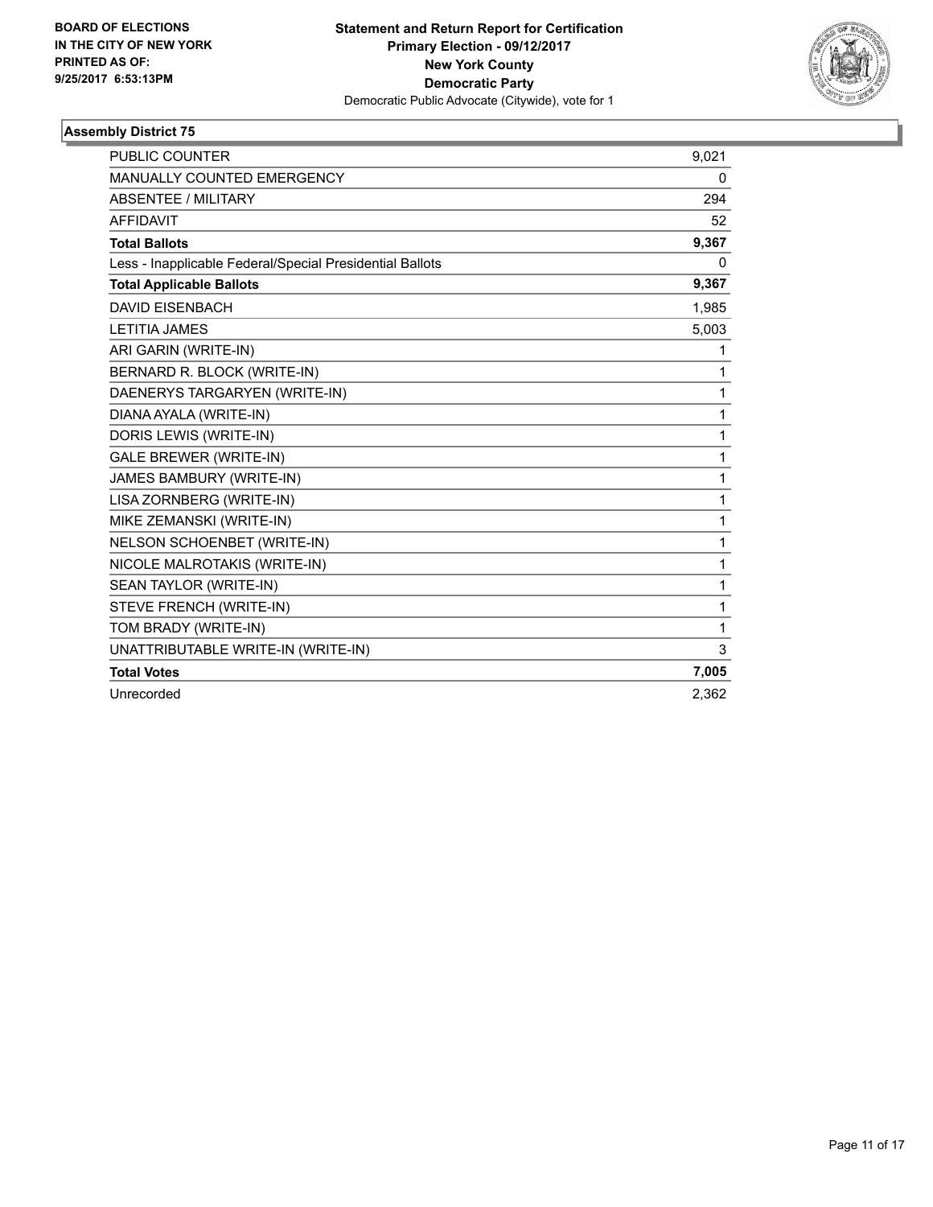**BOARD OF ELECTIONS IN THE CITY OF NEW YORK PRINTED AS OF: 9/25/2017 6:53:13PM**

**Statement and Return Report for Certification Primary Election - 09/12/2017 New York County Democratic Party**
Democratic Public Advocate (Citywide), vote for 1

### Assembly District 75

| | |
|---|---|
| PUBLIC COUNTER | 9,021 |
| MANUALLY COUNTED EMERGENCY | 0 |
| ABSENTEE / MILITARY | 294 |
| AFFIDAVIT | 52 |
| **Total Ballots** | **9,367** |
| Less - Inapplicable Federal/Special Presidential Ballots | 0 |
| **Total Applicable Ballots** | **9,367** |
| DAVID EISENBACH | 1,985 |
| LETITIA JAMES | 5,003 |
| ARI GARIN (WRITE-IN) | 1 |
| BERNARD R. BLOCK (WRITE-IN) | 1 |
| DAENERYS TARGARYEN (WRITE-IN) | 1 |
| DIANA AYALA (WRITE-IN) | 1 |
| DORIS LEWIS (WRITE-IN) | 1 |
| GALE BREWER (WRITE-IN) | 1 |
| JAMES BAMBURY (WRITE-IN) | 1 |
| LISA ZORNBERG (WRITE-IN) | 1 |
| MIKE ZEMANSKI (WRITE-IN) | 1 |
| NELSON SCHOENBET (WRITE-IN) | 1 |
| NICOLE MALROTAKIS (WRITE-IN) | 1 |
| SEAN TAYLOR (WRITE-IN) | 1 |
| STEVE FRENCH (WRITE-IN) | 1 |
| TOM BRADY (WRITE-IN) | 1 |
| UNATTRIBUTABLE WRITE-IN (WRITE-IN) | 3 |
| **Total Votes** | **7,005** |
| Unrecorded | 2,362 |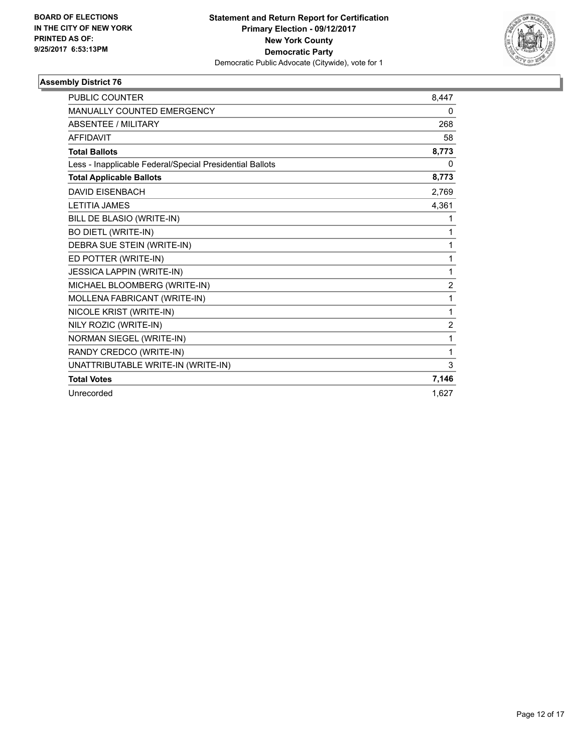BOARD OF ELECTIONS
IN THE CITY OF NEW YORK
PRINTED AS OF:
9/25/2017 6:53:13PM

**Statement and Return Report for Certification**
**Primary Election - 09/12/2017**
**New York County**
**Democratic Party**
Democratic Public Advocate (Citywide), vote for 1

### Assembly District 76

| | |
|---|---|
| PUBLIC COUNTER | 8,447 |
| MANUALLY COUNTED EMERGENCY | 0 |
| ABSENTEE / MILITARY | 268 |
| AFFIDAVIT | 58 |
| **Total Ballots** | **8,773** |
| Less - Inapplicable Federal/Special Presidential Ballots | 0 |
| **Total Applicable Ballots** | **8,773** |
| DAVID EISENBACH | 2,769 |
| LETITIA JAMES | 4,361 |
| BILL DE BLASIO (WRITE-IN) | 1 |
| BO DIETL (WRITE-IN) | 1 |
| DEBRA SUE STEIN (WRITE-IN) | 1 |
| ED POTTER (WRITE-IN) | 1 |
| JESSICA LAPPIN (WRITE-IN) | 1 |
| MICHAEL BLOOMBERG (WRITE-IN) | 2 |
| MOLLENA FABRICANT (WRITE-IN) | 1 |
| NICOLE KRIST (WRITE-IN) | 1 |
| NILY ROZIC (WRITE-IN) | 2 |
| NORMAN SIEGEL (WRITE-IN) | 1 |
| RANDY CREDCO (WRITE-IN) | 1 |
| UNATTRIBUTABLE WRITE-IN (WRITE-IN) | 3 |
| **Total Votes** | **7,146** |
| Unrecorded | 1,627 |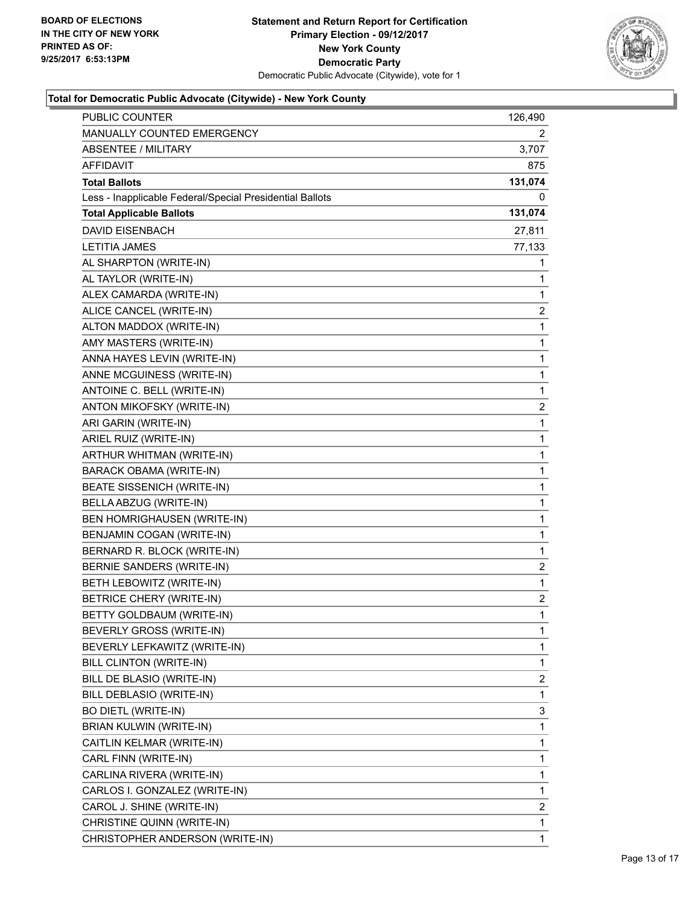**BOARD OF ELECTIONS IN THE CITY OF NEW YORK PRINTED AS OF: 9/25/2017 6:53:13PM**

**Statement and Return Report for Certification**
**Primary Election - 09/12/2017**
**New York County**
**Democratic Party**
Democratic Public Advocate (Citywide), vote for 1

### Total for Democratic Public Advocate (Citywide) - New York County

| | |
|---|---|
| PUBLIC COUNTER | 126,490 |
| MANUALLY COUNTED EMERGENCY | 2 |
| ABSENTEE / MILITARY | 3,707 |
| AFFIDAVIT | 875 |
| **Total Ballots** | **131,074** |
| Less - Inapplicable Federal/Special Presidential Ballots | 0 |
| **Total Applicable Ballots** | **131,074** |
| DAVID EISENBACH | 27,811 |
| LETITIA JAMES | 77,133 |
| AL SHARPTON (WRITE-IN) | 1 |
| AL TAYLOR (WRITE-IN) | 1 |
| ALEX CAMARDA (WRITE-IN) | 1 |
| ALICE CANCEL (WRITE-IN) | 2 |
| ALTON MADDOX (WRITE-IN) | 1 |
| AMY MASTERS (WRITE-IN) | 1 |
| ANNA HAYES LEVIN (WRITE-IN) | 1 |
| ANNE MCGUINESS (WRITE-IN) | 1 |
| ANTOINE C. BELL (WRITE-IN) | 1 |
| ANTON MIKOFSKY (WRITE-IN) | 2 |
| ARI GARIN (WRITE-IN) | 1 |
| ARIEL RUIZ (WRITE-IN) | 1 |
| ARTHUR WHITMAN (WRITE-IN) | 1 |
| BARACK OBAMA (WRITE-IN) | 1 |
| BEATE SISSENICH (WRITE-IN) | 1 |
| BELLA ABZUG (WRITE-IN) | 1 |
| BEN HOMRIGHAUSEN (WRITE-IN) | 1 |
| BENJAMIN COGAN (WRITE-IN) | 1 |
| BERNARD R. BLOCK (WRITE-IN) | 1 |
| BERNIE SANDERS (WRITE-IN) | 2 |
| BETH LEBOWITZ (WRITE-IN) | 1 |
| BETRICE CHERY (WRITE-IN) | 2 |
| BETTY GOLDBAUM (WRITE-IN) | 1 |
| BEVERLY GROSS (WRITE-IN) | 1 |
| BEVERLY LEFKAWITZ (WRITE-IN) | 1 |
| BILL CLINTON (WRITE-IN) | 1 |
| BILL DE BLASIO (WRITE-IN) | 2 |
| BILL DEBLASIO (WRITE-IN) | 1 |
| BO DIETL (WRITE-IN) | 3 |
| BRIAN KULWIN (WRITE-IN) | 1 |
| CAITLIN KELMAR (WRITE-IN) | 1 |
| CARL FINN (WRITE-IN) | 1 |
| CARLINA RIVERA (WRITE-IN) | 1 |
| CARLOS I. GONZALEZ (WRITE-IN) | 1 |
| CAROL J. SHINE (WRITE-IN) | 2 |
| CHRISTINE QUINN (WRITE-IN) | 1 |
| CHRISTOPHER ANDERSON (WRITE-IN) | 1 |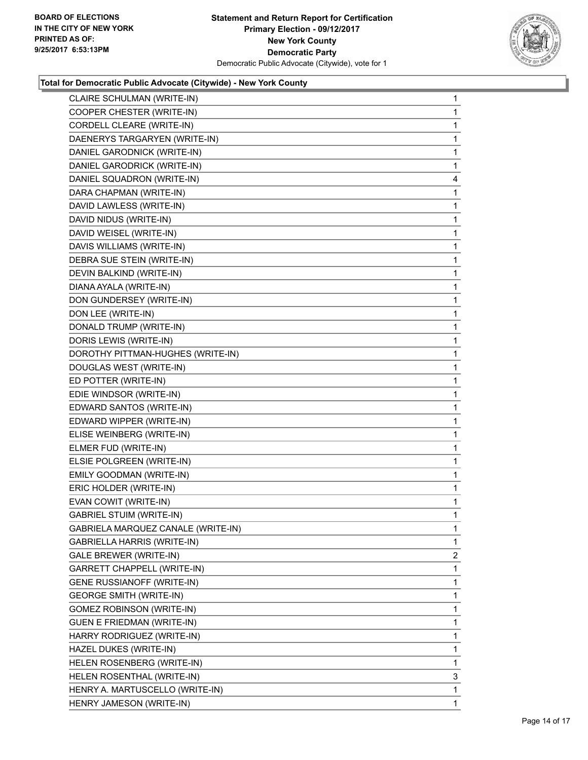**BOARD OF ELECTIONS IN THE CITY OF NEW YORK PRINTED AS OF: 9/25/2017 6:53:13PM**

**Statement and Return Report for Certification Primary Election - 09/12/2017 New York County Democratic Party**
Democratic Public Advocate (Citywide), vote for 1

**Total for Democratic Public Advocate (Citywide) - New York County**

| | |
|---|---|
| CLAIRE SCHULMAN (WRITE-IN) | 1 |
| COOPER CHESTER (WRITE-IN) | 1 |
| CORDELL CLEARE (WRITE-IN) | 1 |
| DAENERYS TARGARYEN (WRITE-IN) | 1 |
| DANIEL GARODNICK (WRITE-IN) | 1 |
| DANIEL GARODRICK (WRITE-IN) | 1 |
| DANIEL SQUADRON (WRITE-IN) | 4 |
| DARA CHAPMAN (WRITE-IN) | 1 |
| DAVID LAWLESS (WRITE-IN) | 1 |
| DAVID NIDUS (WRITE-IN) | 1 |
| DAVID WEISEL (WRITE-IN) | 1 |
| DAVIS WILLIAMS (WRITE-IN) | 1 |
| DEBRA SUE STEIN (WRITE-IN) | 1 |
| DEVIN BALKIND (WRITE-IN) | 1 |
| DIANA AYALA (WRITE-IN) | 1 |
| DON GUNDERSEY (WRITE-IN) | 1 |
| DON LEE (WRITE-IN) | 1 |
| DONALD TRUMP (WRITE-IN) | 1 |
| DORIS LEWIS (WRITE-IN) | 1 |
| DOROTHY PITTMAN-HUGHES (WRITE-IN) | 1 |
| DOUGLAS WEST (WRITE-IN) | 1 |
| ED POTTER (WRITE-IN) | 1 |
| EDIE WINDSOR (WRITE-IN) | 1 |
| EDWARD SANTOS (WRITE-IN) | 1 |
| EDWARD WIPPER (WRITE-IN) | 1 |
| ELISE WEINBERG (WRITE-IN) | 1 |
| ELMER FUD (WRITE-IN) | 1 |
| ELSIE POLGREEN (WRITE-IN) | 1 |
| EMILY GOODMAN (WRITE-IN) | 1 |
| ERIC HOLDER (WRITE-IN) | 1 |
| EVAN COWIT (WRITE-IN) | 1 |
| GABRIEL STUIM (WRITE-IN) | 1 |
| GABRIELA MARQUEZ CANALE (WRITE-IN) | 1 |
| GABRIELLA HARRIS (WRITE-IN) | 1 |
| GALE BREWER (WRITE-IN) | 2 |
| GARRETT CHAPPELL (WRITE-IN) | 1 |
| GENE RUSSIANOFF (WRITE-IN) | 1 |
| GEORGE SMITH (WRITE-IN) | 1 |
| GOMEZ ROBINSON (WRITE-IN) | 1 |
| GUEN E FRIEDMAN (WRITE-IN) | 1 |
| HARRY RODRIGUEZ (WRITE-IN) | 1 |
| HAZEL DUKES (WRITE-IN) | 1 |
| HELEN ROSENBERG (WRITE-IN) | 1 |
| HELEN ROSENTHAL (WRITE-IN) | 3 |
| HENRY A. MARTUSCELLO (WRITE-IN) | 1 |
| HENRY JAMESON (WRITE-IN) | 1 |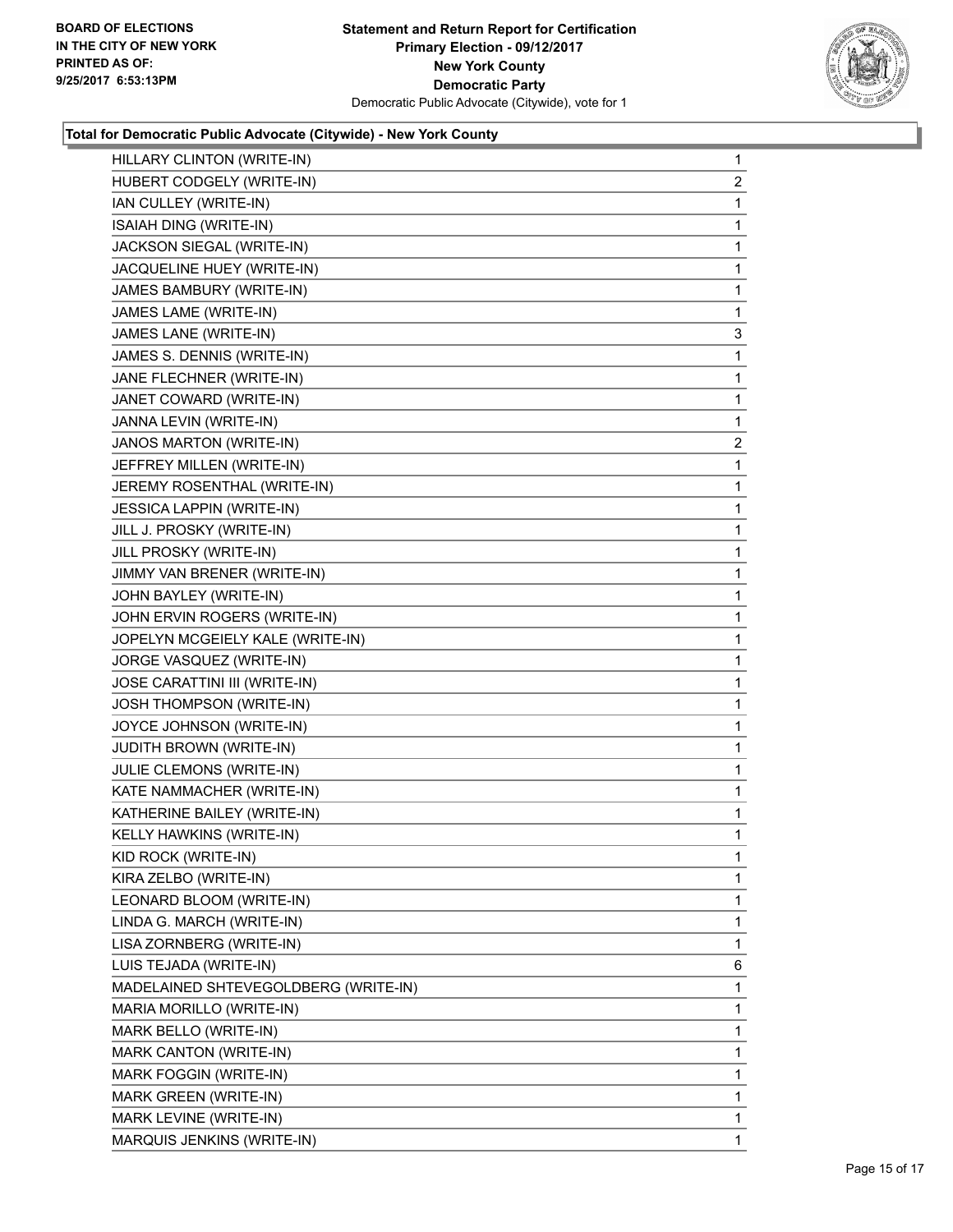**Total for Democratic Public Advocate (Citywide) - New York County**

| Candidate | Votes |
|---|---|
| HILLARY CLINTON (WRITE-IN) | 1 |
| HUBERT CODGELY (WRITE-IN) | 2 |
| IAN CULLEY (WRITE-IN) | 1 |
| ISAIAH DING (WRITE-IN) | 1 |
| JACKSON SIEGAL (WRITE-IN) | 1 |
| JACQUELINE HUEY (WRITE-IN) | 1 |
| JAMES BAMBURY (WRITE-IN) | 1 |
| JAMES LAME (WRITE-IN) | 1 |
| JAMES LANE (WRITE-IN) | 3 |
| JAMES S. DENNIS (WRITE-IN) | 1 |
| JANE FLECHNER (WRITE-IN) | 1 |
| JANET COWARD (WRITE-IN) | 1 |
| JANNA LEVIN (WRITE-IN) | 1 |
| JANOS MARTON (WRITE-IN) | 2 |
| JEFFREY MILLEN (WRITE-IN) | 1 |
| JEREMY ROSENTHAL (WRITE-IN) | 1 |
| JESSICA LAPPIN (WRITE-IN) | 1 |
| JILL J. PROSKY (WRITE-IN) | 1 |
| JILL PROSKY (WRITE-IN) | 1 |
| JIMMY VAN BRENER (WRITE-IN) | 1 |
| JOHN BAYLEY (WRITE-IN) | 1 |
| JOHN ERVIN ROGERS (WRITE-IN) | 1 |
| JOPELYN MCGEIELY KALE (WRITE-IN) | 1 |
| JORGE VASQUEZ (WRITE-IN) | 1 |
| JOSE CARATTINI III (WRITE-IN) | 1 |
| JOSH THOMPSON (WRITE-IN) | 1 |
| JOYCE JOHNSON (WRITE-IN) | 1 |
| JUDITH BROWN (WRITE-IN) | 1 |
| JULIE CLEMONS (WRITE-IN) | 1 |
| KATE NAMMACHER (WRITE-IN) | 1 |
| KATHERINE BAILEY (WRITE-IN) | 1 |
| KELLY HAWKINS (WRITE-IN) | 1 |
| KID ROCK (WRITE-IN) | 1 |
| KIRA ZELBO (WRITE-IN) | 1 |
| LEONARD BLOOM (WRITE-IN) | 1 |
| LINDA G. MARCH (WRITE-IN) | 1 |
| LISA ZORNBERG (WRITE-IN) | 1 |
| LUIS TEJADA (WRITE-IN) | 6 |
| MADELAINED SHTEVEGOLDBERG (WRITE-IN) | 1 |
| MARIA MORILLO (WRITE-IN) | 1 |
| MARK BELLO (WRITE-IN) | 1 |
| MARK CANTON (WRITE-IN) | 1 |
| MARK FOGGIN (WRITE-IN) | 1 |
| MARK GREEN (WRITE-IN) | 1 |
| MARK LEVINE (WRITE-IN) | 1 |
| MARQUIS JENKINS (WRITE-IN) | 1 |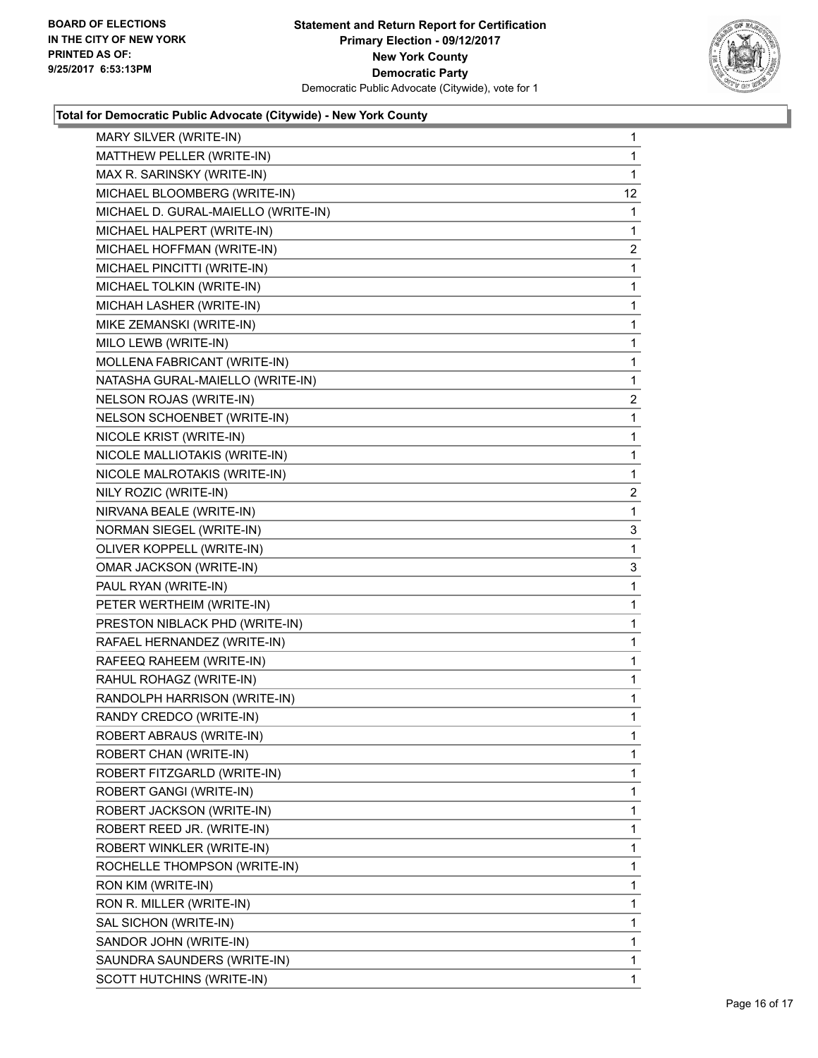BOARD OF ELECTIONS
IN THE CITY OF NEW YORK
PRINTED AS OF:
9/25/2017 6:53:13PM

**Statement and Return Report for Certification**
**Primary Election - 09/12/2017**
**New York County**
**Democratic Party**
Democratic Public Advocate (Citywide), vote for 1

### Total for Democratic Public Advocate (Citywide) - New York County

| | |
|---|---|
| MARY SILVER (WRITE-IN) | 1 |
| MATTHEW PELLER (WRITE-IN) | 1 |
| MAX R. SARINSKY (WRITE-IN) | 1 |
| MICHAEL BLOOMBERG (WRITE-IN) | 12 |
| MICHAEL D. GURAL-MAIELLO (WRITE-IN) | 1 |
| MICHAEL HALPERT (WRITE-IN) | 1 |
| MICHAEL HOFFMAN (WRITE-IN) | 2 |
| MICHAEL PINCITTI (WRITE-IN) | 1 |
| MICHAEL TOLKIN (WRITE-IN) | 1 |
| MICHAH LASHER (WRITE-IN) | 1 |
| MIKE ZEMANSKI (WRITE-IN) | 1 |
| MILO LEWB (WRITE-IN) | 1 |
| MOLLENA FABRICANT (WRITE-IN) | 1 |
| NATASHA GURAL-MAIELLO (WRITE-IN) | 1 |
| NELSON ROJAS (WRITE-IN) | 2 |
| NELSON SCHOENBET (WRITE-IN) | 1 |
| NICOLE KRIST (WRITE-IN) | 1 |
| NICOLE MALLIOTAKIS (WRITE-IN) | 1 |
| NICOLE MALROTAKIS (WRITE-IN) | 1 |
| NILY ROZIC (WRITE-IN) | 2 |
| NIRVANA BEALE (WRITE-IN) | 1 |
| NORMAN SIEGEL (WRITE-IN) | 3 |
| OLIVER KOPPELL (WRITE-IN) | 1 |
| OMAR JACKSON (WRITE-IN) | 3 |
| PAUL RYAN (WRITE-IN) | 1 |
| PETER WERTHEIM (WRITE-IN) | 1 |
| PRESTON NIBLACK PHD (WRITE-IN) | 1 |
| RAFAEL HERNANDEZ (WRITE-IN) | 1 |
| RAFEEQ RAHEEM (WRITE-IN) | 1 |
| RAHUL ROHAGZ (WRITE-IN) | 1 |
| RANDOLPH HARRISON (WRITE-IN) | 1 |
| RANDY CREDCO (WRITE-IN) | 1 |
| ROBERT ABRAUS (WRITE-IN) | 1 |
| ROBERT CHAN (WRITE-IN) | 1 |
| ROBERT FITZGARLD (WRITE-IN) | 1 |
| ROBERT GANGI (WRITE-IN) | 1 |
| ROBERT JACKSON (WRITE-IN) | 1 |
| ROBERT REED JR. (WRITE-IN) | 1 |
| ROBERT WINKLER (WRITE-IN) | 1 |
| ROCHELLE THOMPSON (WRITE-IN) | 1 |
| RON KIM (WRITE-IN) | 1 |
| RON R. MILLER (WRITE-IN) | 1 |
| SAL SICHON (WRITE-IN) | 1 |
| SANDOR JOHN (WRITE-IN) | 1 |
| SAUNDRA SAUNDERS (WRITE-IN) | 1 |
| SCOTT HUTCHINS (WRITE-IN) | 1 |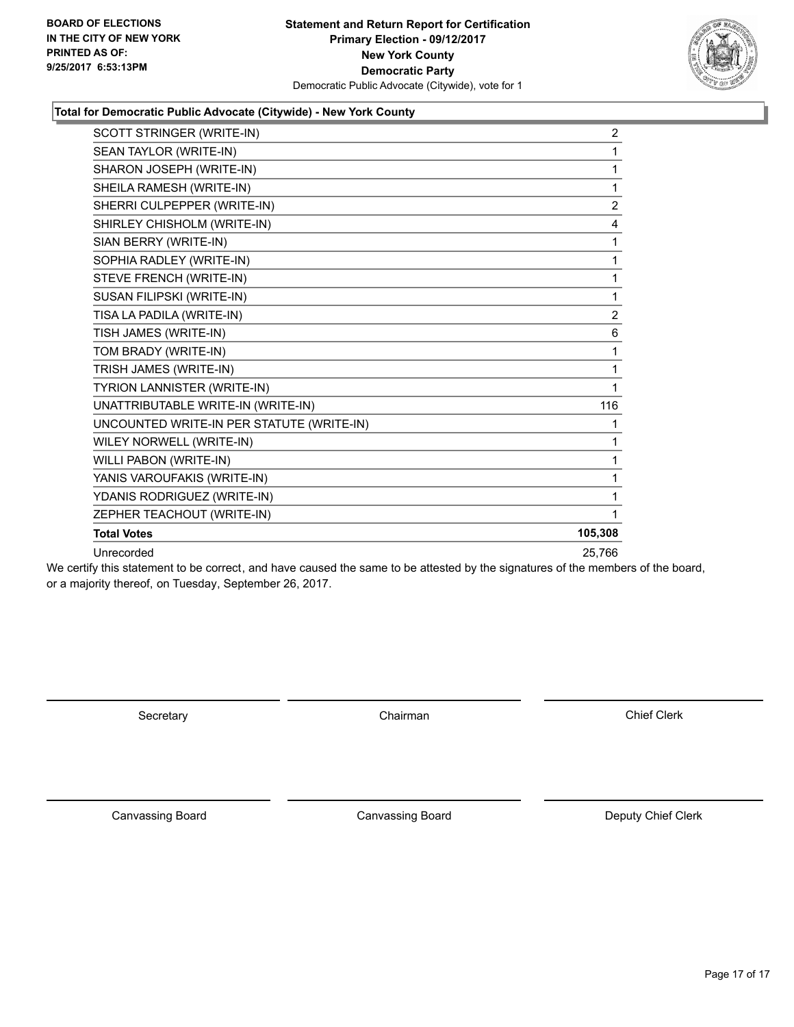BOARD OF ELECTIONS
IN THE CITY OF NEW YORK
PRINTED AS OF:
9/25/2017 6:53:13PM

**Statement and Return Report for Certification**
**Primary Election - 09/12/2017**
**New York County**
**Democratic Party**
Democratic Public Advocate (Citywide), vote for 1

**Total for Democratic Public Advocate (Citywide) - New York County**

| | |
|---|---|
| SCOTT STRINGER (WRITE-IN) | 2 |
| SEAN TAYLOR (WRITE-IN) | 1 |
| SHARON JOSEPH (WRITE-IN) | 1 |
| SHEILA RAMESH (WRITE-IN) | 1 |
| SHERRI CULPEPPER (WRITE-IN) | 2 |
| SHIRLEY CHISHOLM (WRITE-IN) | 4 |
| SIAN BERRY (WRITE-IN) | 1 |
| SOPHIA RADLEY (WRITE-IN) | 1 |
| STEVE FRENCH (WRITE-IN) | 1 |
| SUSAN FILIPSKI (WRITE-IN) | 1 |
| TISA LA PADILA (WRITE-IN) | 2 |
| TISH JAMES (WRITE-IN) | 6 |
| TOM BRADY (WRITE-IN) | 1 |
| TRISH JAMES (WRITE-IN) | 1 |
| TYRION LANNISTER (WRITE-IN) | 1 |
| UNATTRIBUTABLE WRITE-IN (WRITE-IN) | 116 |
| UNCOUNTED WRITE-IN PER STATUTE (WRITE-IN) | 1 |
| WILEY NORWELL (WRITE-IN) | 1 |
| WILLI PABON (WRITE-IN) | 1 |
| YANIS VAROUFAKIS (WRITE-IN) | 1 |
| YDANIS RODRIGUEZ (WRITE-IN) | 1 |
| ZEPHER TEACHOUT (WRITE-IN) | 1 |
| **Total Votes** | **105,308** |
| Unrecorded | 25,766 |

We certify this statement to be correct, and have caused the same to be attested by the signatures of the members of the board, or a majority thereof, on Tuesday, September 26, 2017.

Secretary | Chairman | Chief Clerk

Canvassing Board | Canvassing Board | Deputy Chief Clerk